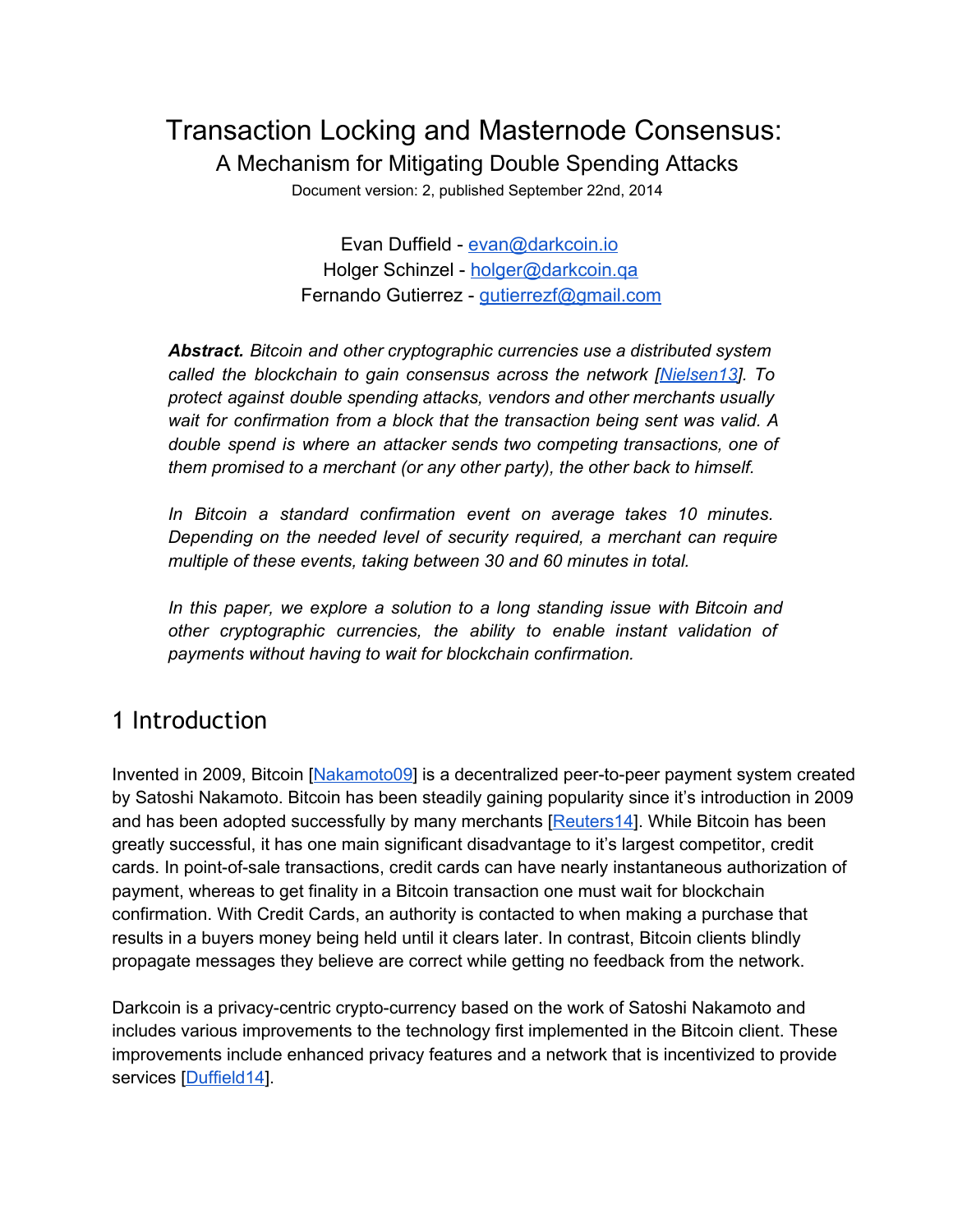# Transaction Locking and Masternode Consensus:

## A Mechanism for Mitigating Double Spending Attacks

Document version: 2, published September 22nd, 2014

Evan Duffield - evan@darkcoin.io
Holger Schinzel - holger@darkcoin.qa
Fernando Gutierrez - gutierrezf@gmail.com

***Abstract.*** *Bitcoin and other cryptographic currencies use a distributed system called the blockchain to gain consensus across the network [Nielsen13]. To protect against double spending attacks, vendors and other merchants usually wait for confirmation from a block that the transaction being sent was valid. A double spend is where an attacker sends two competing transactions, one of them promised to a merchant (or any other party), the other back to himself.*

*In Bitcoin a standard confirmation event on average takes 10 minutes. Depending on the needed level of security required, a merchant can require multiple of these events, taking between 30 and 60 minutes in total.*

*In this paper, we explore a solution to a long standing issue with Bitcoin and other cryptographic currencies, the ability to enable instant validation of payments without having to wait for blockchain confirmation.*

## 1 Introduction

Invented in 2009, Bitcoin [Nakamoto09] is a decentralized peer-to-peer payment system created by Satoshi Nakamoto. Bitcoin has been steadily gaining popularity since it's introduction in 2009 and has been adopted successfully by many merchants [Reuters14]. While Bitcoin has been greatly successful, it has one main significant disadvantage to it's largest competitor, credit cards. In point-of-sale transactions, credit cards can have nearly instantaneous authorization of payment, whereas to get finality in a Bitcoin transaction one must wait for blockchain confirmation. With Credit Cards, an authority is contacted to when making a purchase that results in a buyers money being held until it clears later. In contrast, Bitcoin clients blindly propagate messages they believe are correct while getting no feedback from the network.

Darkcoin is a privacy-centric crypto-currency based on the work of Satoshi Nakamoto and includes various improvements to the technology first implemented in the Bitcoin client. These improvements include enhanced privacy features and a network that is incentivized to provide services [Duffield14].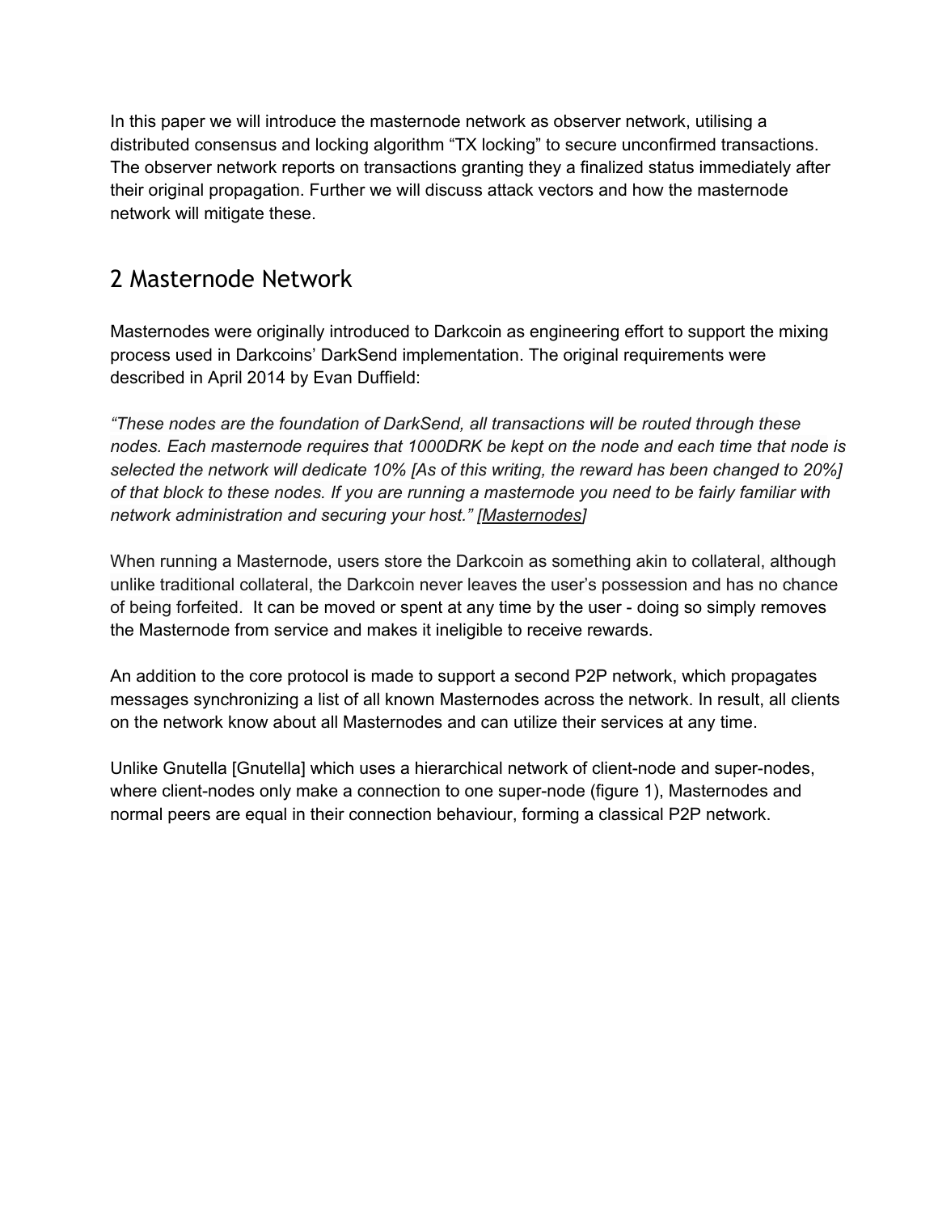In this paper we will introduce the masternode network as observer network, utilising a distributed consensus and locking algorithm “TX locking” to secure unconfirmed transactions. The observer network reports on transactions granting they a finalized status immediately after their original propagation. Further we will discuss attack vectors and how the masternode network will mitigate these.

## 2 Masternode Network

Masternodes were originally introduced to Darkcoin as engineering effort to support the mixing process used in Darkcoins’ DarkSend implementation. The original requirements were described in April 2014 by Evan Duffield:

*“These nodes are the foundation of DarkSend, all transactions will be routed through these nodes. Each masternode requires that 1000DRK be kept on the node and each time that node is selected the network will dedicate 10% [As of this writing, the reward has been changed to 20%] of that block to these nodes. If you are running a masternode you need to be fairly familiar with network administration and securing your host.” [Masternodes]*

When running a Masternode, users store the Darkcoin as something akin to collateral, although unlike traditional collateral, the Darkcoin never leaves the user’s possession and has no chance of being forfeited. It can be moved or spent at any time by the user - doing so simply removes the Masternode from service and makes it ineligible to receive rewards.

An addition to the core protocol is made to support a second P2P network, which propagates messages synchronizing a list of all known Masternodes across the network. In result, all clients on the network know about all Masternodes and can utilize their services at any time.

Unlike Gnutella [Gnutella] which uses a hierarchical network of client-node and super-nodes, where client-nodes only make a connection to one super-node (figure 1), Masternodes and normal peers are equal in their connection behaviour, forming a classical P2P network.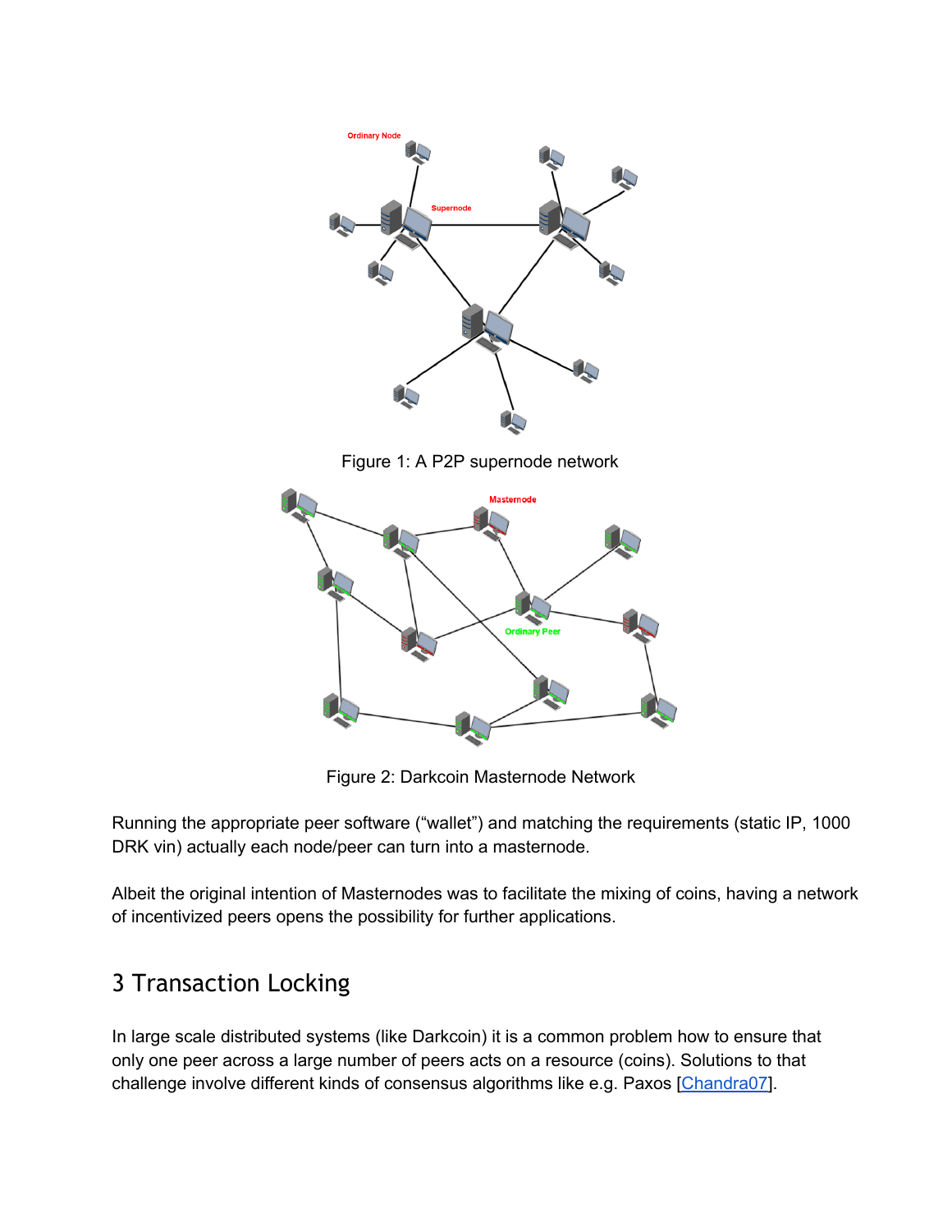Figure 1: A P2P supernode network

Figure 2: Darkcoin Masternode Network

Running the appropriate peer software (“wallet”) and matching the requirements (static IP, 1000 DRK vin) actually each node/peer can turn into a masternode.

Albeit the original intention of Masternodes was to facilitate the mixing of coins, having a network of incentivized peers opens the possibility for further applications.

## 3 Transaction Locking

In large scale distributed systems (like Darkcoin) it is a common problem how to ensure that only one peer across a large number of peers acts on a resource (coins). Solutions to that challenge involve different kinds of consensus algorithms like e.g. Paxos [Chandra07].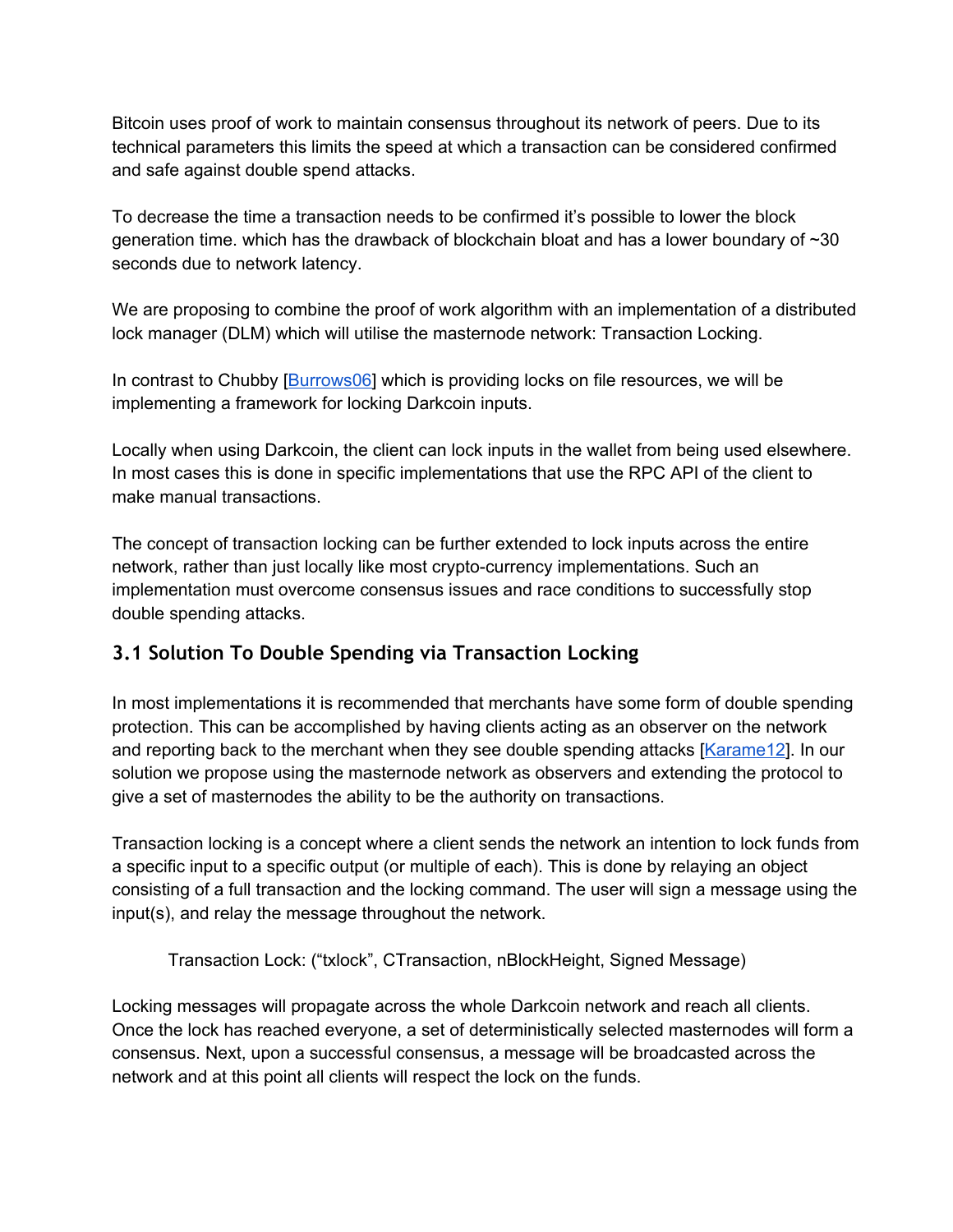Bitcoin uses proof of work to maintain consensus throughout its network of peers. Due to its technical parameters this limits the speed at which a transaction can be considered confirmed and safe against double spend attacks.

To decrease the time a transaction needs to be confirmed it's possible to lower the block generation time. which has the drawback of blockchain bloat and has a lower boundary of ~30 seconds due to network latency.

We are proposing to combine the proof of work algorithm with an implementation of a distributed lock manager (DLM) which will utilise the masternode network: Transaction Locking.

In contrast to Chubby [Burrows06] which is providing locks on file resources, we will be implementing a framework for locking Darkcoin inputs.

Locally when using Darkcoin, the client can lock inputs in the wallet from being used elsewhere. In most cases this is done in specific implementations that use the RPC API of the client to make manual transactions.

The concept of transaction locking can be further extended to lock inputs across the entire network, rather than just locally like most crypto-currency implementations. Such an implementation must overcome consensus issues and race conditions to successfully stop double spending attacks.

## 3.1 Solution To Double Spending via Transaction Locking

In most implementations it is recommended that merchants have some form of double spending protection. This can be accomplished by having clients acting as an observer on the network and reporting back to the merchant when they see double spending attacks [Karame12]. In our solution we propose using the masternode network as observers and extending the protocol to give a set of masternodes the ability to be the authority on transactions.

Transaction locking is a concept where a client sends the network an intention to lock funds from a specific input to a specific output (or multiple of each). This is done by relaying an object consisting of a full transaction and the locking command. The user will sign a message using the input(s), and relay the message throughout the network.

Transaction Lock: ("txlock", CTransaction, nBlockHeight, Signed Message)

Locking messages will propagate across the whole Darkcoin network and reach all clients. Once the lock has reached everyone, a set of deterministically selected masternodes will form a consensus. Next, upon a successful consensus, a message will be broadcasted across the network and at this point all clients will respect the lock on the funds.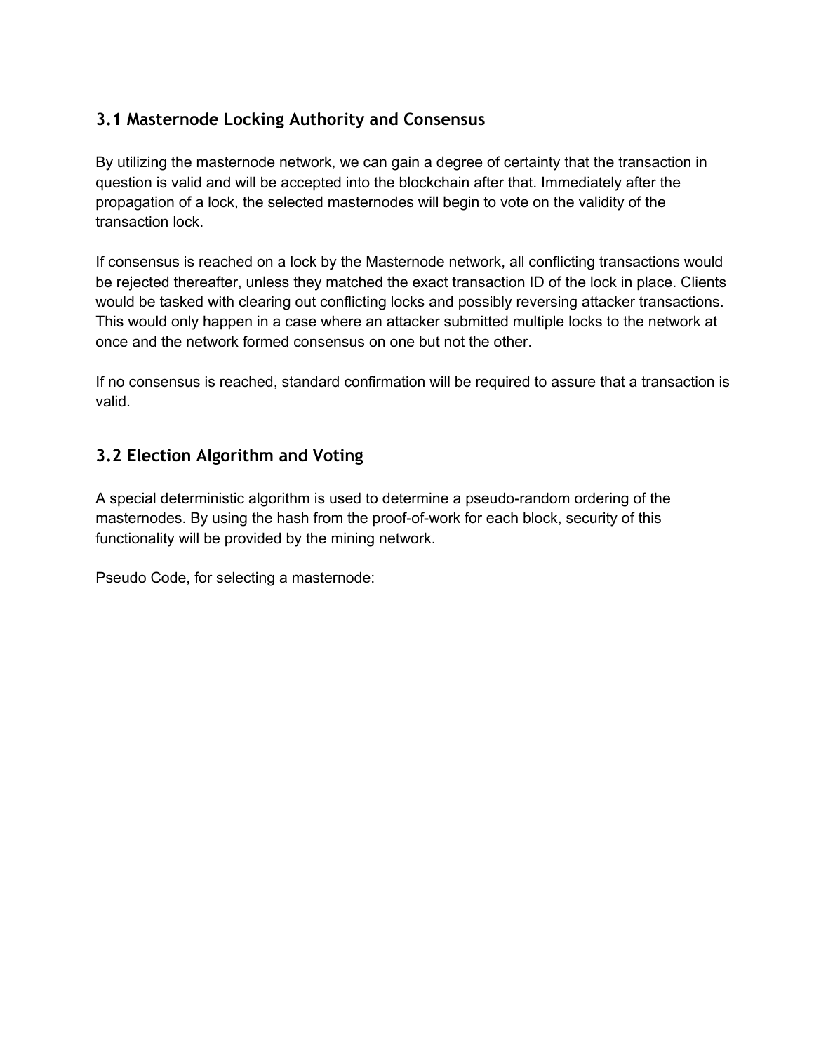### 3.1 Masternode Locking Authority and Consensus

By utilizing the masternode network, we can gain a degree of certainty that the transaction in question is valid and will be accepted into the blockchain after that. Immediately after the propagation of a lock, the selected masternodes will begin to vote on the validity of the transaction lock.

If consensus is reached on a lock by the Masternode network, all conflicting transactions would be rejected thereafter, unless they matched the exact transaction ID of the lock in place. Clients would be tasked with clearing out conflicting locks and possibly reversing attacker transactions. This would only happen in a case where an attacker submitted multiple locks to the network at once and the network formed consensus on one but not the other.

If no consensus is reached, standard confirmation will be required to assure that a transaction is valid.

### 3.2 Election Algorithm and Voting

A special deterministic algorithm is used to determine a pseudo-random ordering of the masternodes. By using the hash from the proof-of-work for each block, security of this functionality will be provided by the mining network.

Pseudo Code, for selecting a masternode: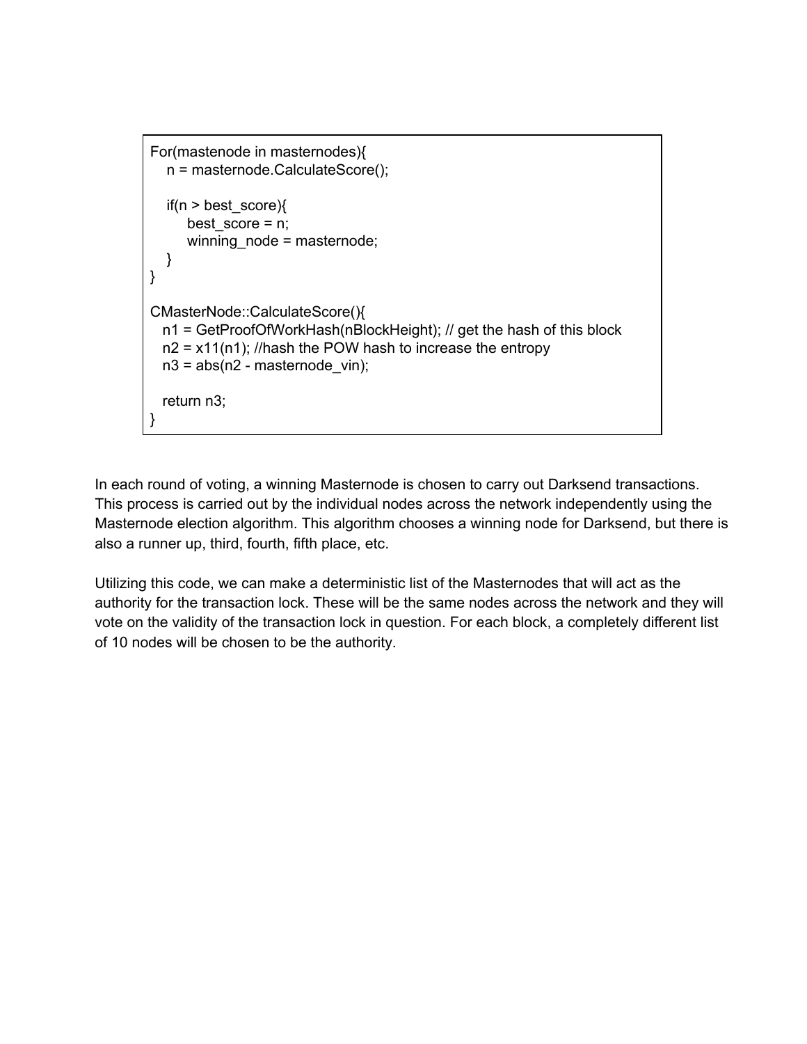```
For(mastenode in masternodes){
    n = masternode.CalculateScore();

    if(n > best_score){
        best_score = n;
        winning_node = masternode;
    }
}

CMasterNode::CalculateScore(){
   n1 = GetProofOfWorkHash(nBlockHeight); // get the hash of this block
   n2 = x11(n1); //hash the POW hash to increase the entropy
   n3 = abs(n2 - masternode_vin);

   return n3;
}
```

In each round of voting, a winning Masternode is chosen to carry out Darksend transactions. This process is carried out by the individual nodes across the network independently using the Masternode election algorithm. This algorithm chooses a winning node for Darksend, but there is also a runner up, third, fourth, fifth place, etc.

Utilizing this code, we can make a deterministic list of the Masternodes that will act as the authority for the transaction lock. These will be the same nodes across the network and they will vote on the validity of the transaction lock in question. For each block, a completely different list of 10 nodes will be chosen to be the authority.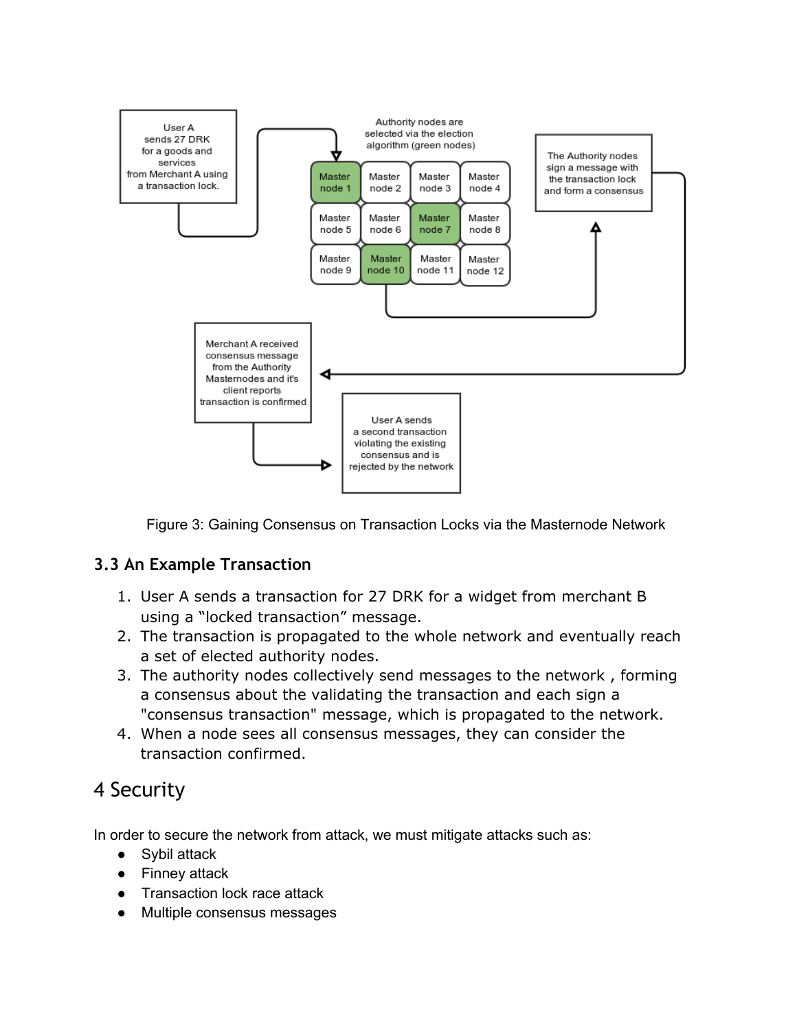User A sends 27 DRK for a goods and services from Merchant A using a transaction lock.

Authority nodes are selected via the election algorithm (green nodes)

| Master node 1 | Master node 2 | Master node 3 | Master node 4 |
| --- | --- | --- | --- |
| Master node 5 | Master node 6 | Master node 7 | Master node 8 |
| Master node 9 | Master node 10 | Master node 11 | Master node 12 |

The Authority nodes sign a message with the transaction lock and form a consensus

Merchant A received consensus message from the Authority Masternodes and it's client reports transaction is confirmed

User A sends a second transaction violating the existing consensus and is rejected by the network

Figure 3: Gaining Consensus on Transaction Locks via the Masternode Network

### 3.3 An Example Transaction

1. User A sends a transaction for 27 DRK for a widget from merchant B using a “locked transaction” message.
2. The transaction is propagated to the whole network and eventually reach a set of elected authority nodes.
3. The authority nodes collectively send messages to the network , forming a consensus about the validating the transaction and each sign a "consensus transaction" message, which is propagated to the network.
4. When a node sees all consensus messages, they can consider the transaction confirmed.

# 4 Security

In order to secure the network from attack, we must mitigate attacks such as:

- Sybil attack
- Finney attack
- Transaction lock race attack
- Multiple consensus messages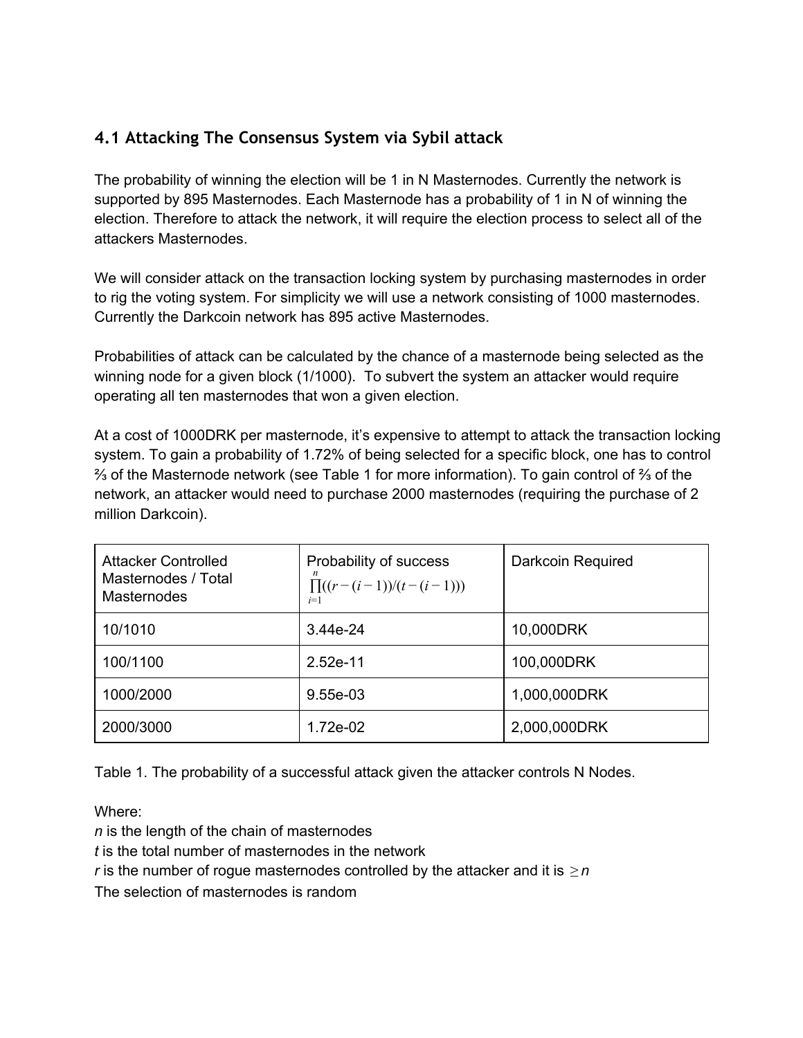### 4.1 Attacking The Consensus System via Sybil attack

The probability of winning the election will be 1 in N Masternodes. Currently the network is supported by 895 Masternodes. Each Masternode has a probability of 1 in N of winning the election. Therefore to attack the network, it will require the election process to select all of the attackers Masternodes.

We will consider attack on the transaction locking system by purchasing masternodes in order to rig the voting system. For simplicity we will use a network consisting of 1000 masternodes. Currently the Darkcoin network has 895 active Masternodes.

Probabilities of attack can be calculated by the chance of a masternode being selected as the winning node for a given block (1/1000). To subvert the system an attacker would require operating all ten masternodes that won a given election.

At a cost of 1000DRK per masternode, it's expensive to attempt to attack the transaction locking system. To gain a probability of 1.72% of being selected for a specific block, one has to control ⅔ of the Masternode network (see Table 1 for more information). To gain control of ⅔ of the network, an attacker would need to purchase 2000 masternodes (requiring the purchase of 2 million Darkcoin).

| Attacker Controlled Masternodes / Total Masternodes | Probability of success $\prod_{i=1}^{n}((r-(i-1))/(t-(i-1)))$ | Darkcoin Required |
| --- | --- | --- |
| 10/1010 | 3.44e-24 | 10,000DRK |
| 100/1100 | 2.52e-11 | 100,000DRK |
| 1000/2000 | 9.55e-03 | 1,000,000DRK |
| 2000/3000 | 1.72e-02 | 2,000,000DRK |

Table 1. The probability of a successful attack given the attacker controls N Nodes.

Where:
*n* is the length of the chain of masternodes
*t* is the total number of masternodes in the network
*r* is the number of rogue masternodes controlled by the attacker and it is $\geq n$
The selection of masternodes is random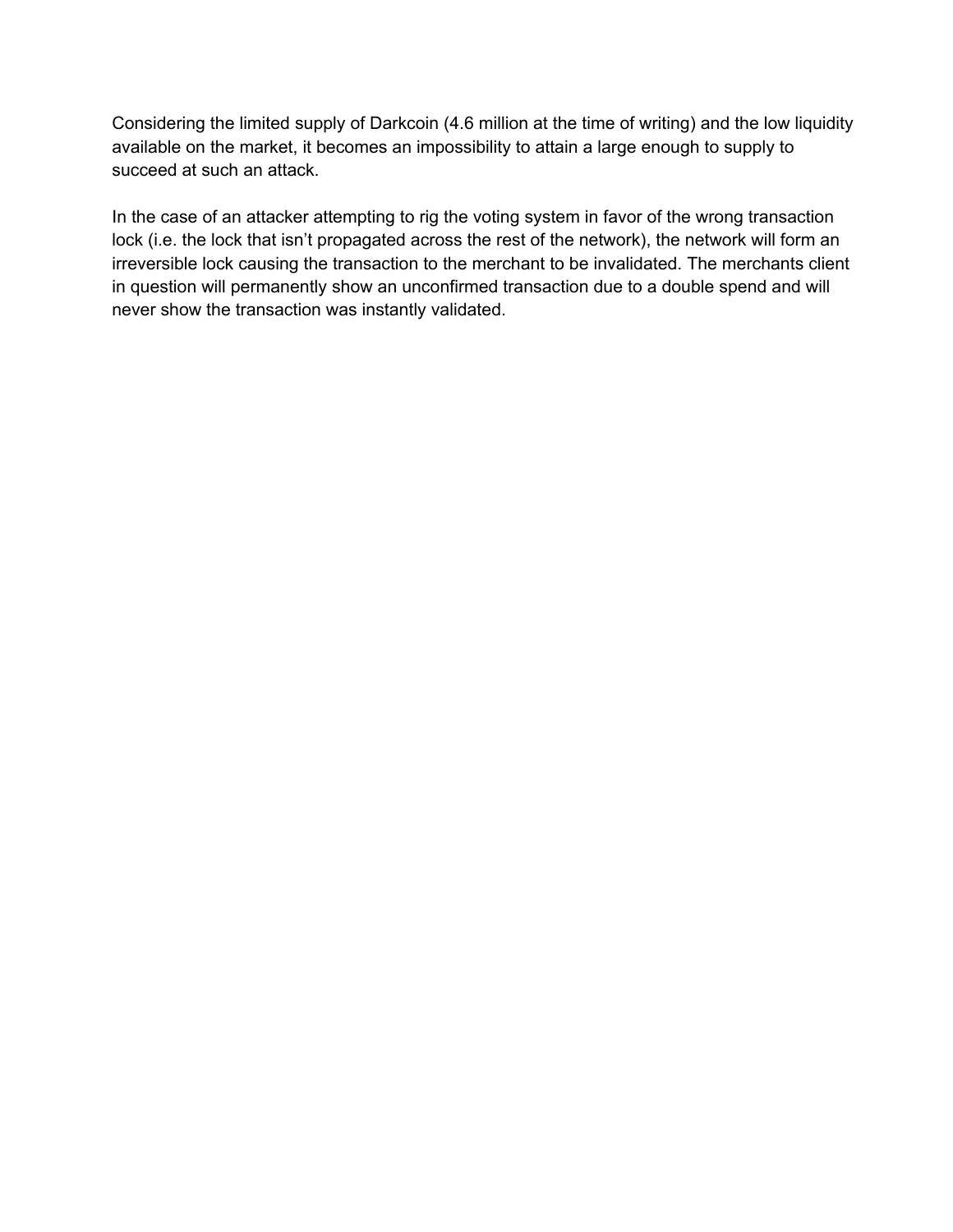Considering the limited supply of Darkcoin (4.6 million at the time of writing) and the low liquidity available on the market, it becomes an impossibility to attain a large enough to supply to succeed at such an attack.

In the case of an attacker attempting to rig the voting system in favor of the wrong transaction lock (i.e. the lock that isn't propagated across the rest of the network), the network will form an irreversible lock causing the transaction to the merchant to be invalidated. The merchants client in question will permanently show an unconfirmed transaction due to a double spend and will never show the transaction was instantly validated.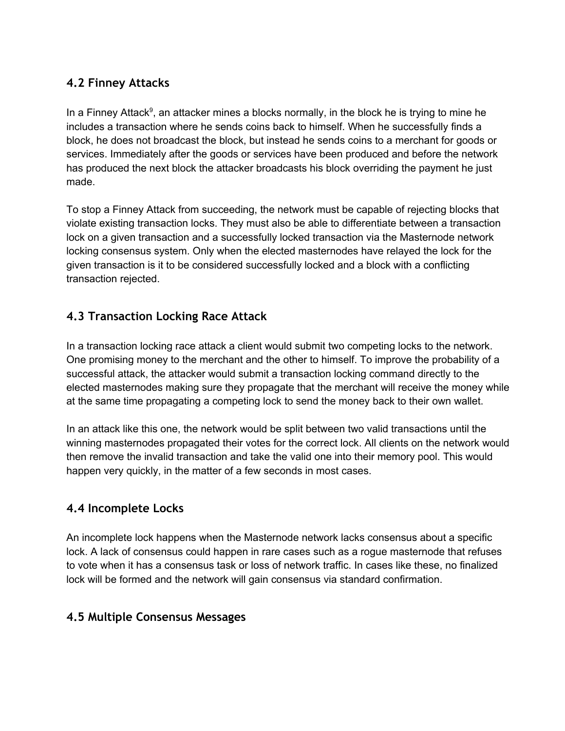## 4.2 Finney Attacks

In a Finney Attack[9], an attacker mines a blocks normally, in the block he is trying to mine he includes a transaction where he sends coins back to himself. When he successfully finds a block, he does not broadcast the block, but instead he sends coins to a merchant for goods or services. Immediately after the goods or services have been produced and before the network has produced the next block the attacker broadcasts his block overriding the payment he just made.

To stop a Finney Attack from succeeding, the network must be capable of rejecting blocks that violate existing transaction locks. They must also be able to differentiate between a transaction lock on a given transaction and a successfully locked transaction via the Masternode network locking consensus system. Only when the elected masternodes have relayed the lock for the given transaction is it to be considered successfully locked and a block with a conflicting transaction rejected.

## 4.3 Transaction Locking Race Attack

In a transaction locking race attack a client would submit two competing locks to the network. One promising money to the merchant and the other to himself. To improve the probability of a successful attack, the attacker would submit a transaction locking command directly to the elected masternodes making sure they propagate that the merchant will receive the money while at the same time propagating a competing lock to send the money back to their own wallet.

In an attack like this one, the network would be split between two valid transactions until the winning masternodes propagated their votes for the correct lock. All clients on the network would then remove the invalid transaction and take the valid one into their memory pool. This would happen very quickly, in the matter of a few seconds in most cases.

## 4.4 Incomplete Locks

An incomplete lock happens when the Masternode network lacks consensus about a specific lock. A lack of consensus could happen in rare cases such as a rogue masternode that refuses to vote when it has a consensus task or loss of network traffic. In cases like these, no finalized lock will be formed and the network will gain consensus via standard confirmation.

## 4.5 Multiple Consensus Messages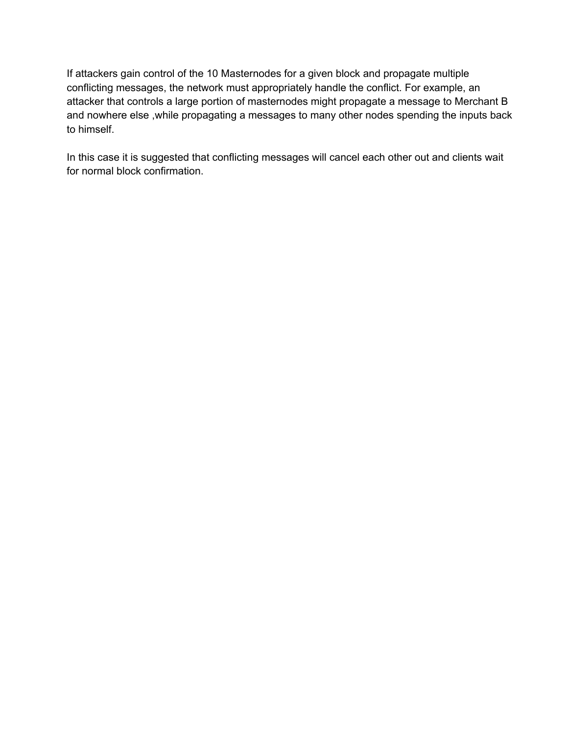If attackers gain control of the 10 Masternodes for a given block and propagate multiple conflicting messages, the network must appropriately handle the conflict. For example, an attacker that controls a large portion of masternodes might propagate a message to Merchant B and nowhere else ,while propagating a messages to many other nodes spending the inputs back to himself.

In this case it is suggested that conflicting messages will cancel each other out and clients wait for normal block confirmation.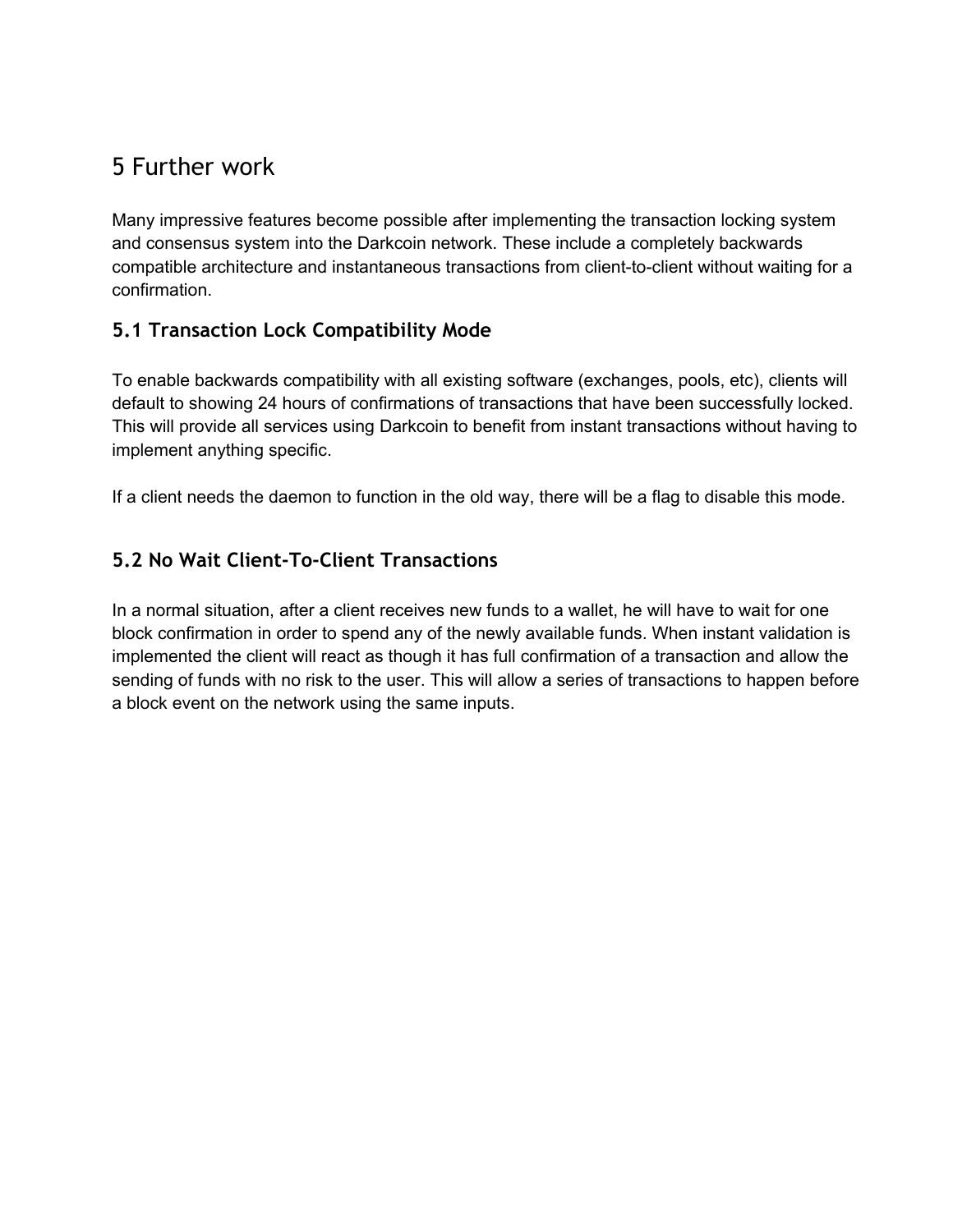# 5 Further work

Many impressive features become possible after implementing the transaction locking system and consensus system into the Darkcoin network. These include a completely backwards compatible architecture and instantaneous transactions from client-to-client without waiting for a confirmation.

## 5.1 Transaction Lock Compatibility Mode

To enable backwards compatibility with all existing software (exchanges, pools, etc), clients will default to showing 24 hours of confirmations of transactions that have been successfully locked. This will provide all services using Darkcoin to benefit from instant transactions without having to implement anything specific.

If a client needs the daemon to function in the old way, there will be a flag to disable this mode.

## 5.2 No Wait Client-To-Client Transactions

In a normal situation, after a client receives new funds to a wallet, he will have to wait for one block confirmation in order to spend any of the newly available funds. When instant validation is implemented the client will react as though it has full confirmation of a transaction and allow the sending of funds with no risk to the user. This will allow a series of transactions to happen before a block event on the network using the same inputs.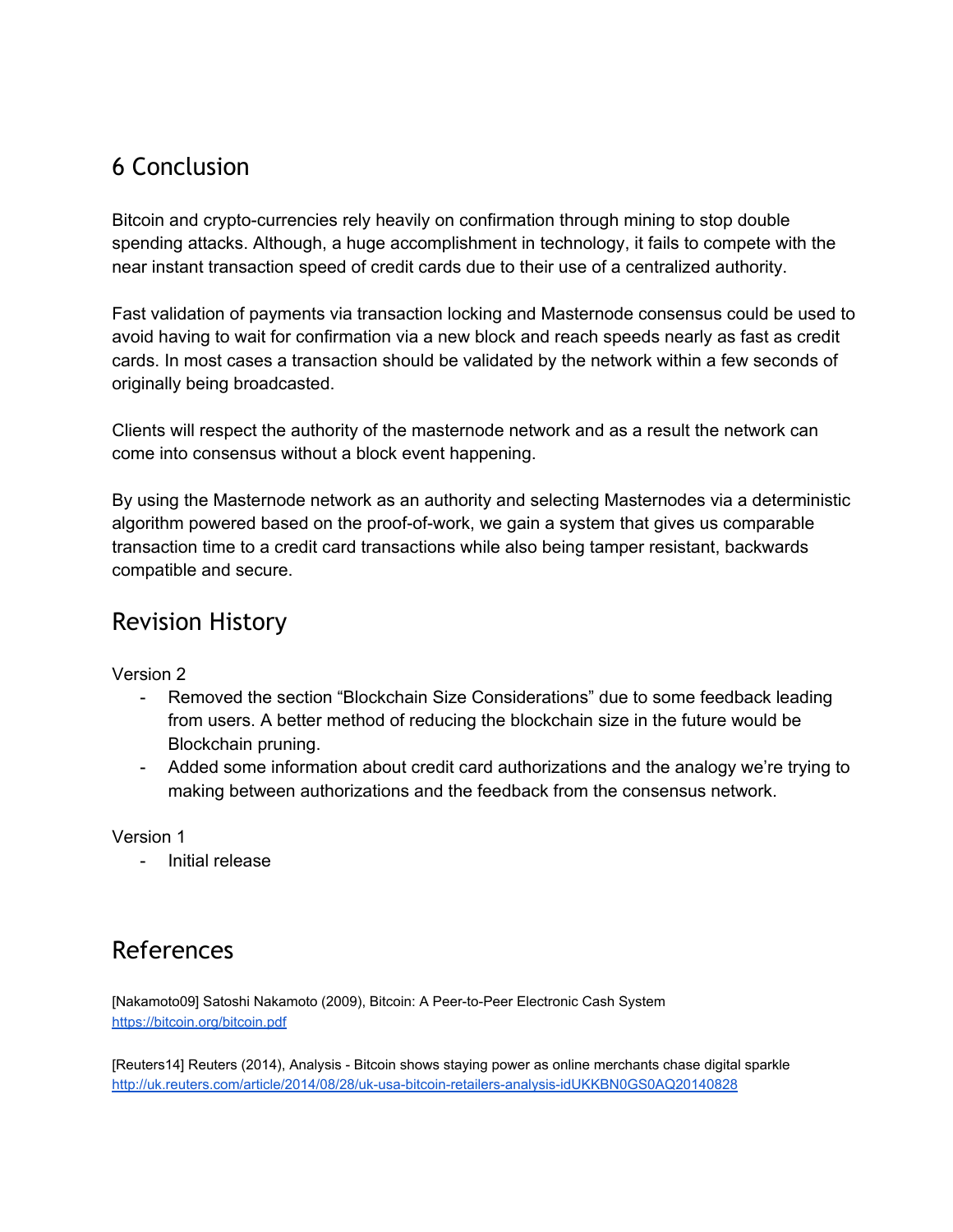## 6 Conclusion

Bitcoin and crypto-currencies rely heavily on confirmation through mining to stop double spending attacks. Although, a huge accomplishment in technology, it fails to compete with the near instant transaction speed of credit cards due to their use of a centralized authority.

Fast validation of payments via transaction locking and Masternode consensus could be used to avoid having to wait for confirmation via a new block and reach speeds nearly as fast as credit cards. In most cases a transaction should be validated by the network within a few seconds of originally being broadcasted.

Clients will respect the authority of the masternode network and as a result the network can come into consensus without a block event happening.

By using the Masternode network as an authority and selecting Masternodes via a deterministic algorithm powered based on the proof-of-work, we gain a system that gives us comparable transaction time to a credit card transactions while also being tamper resistant, backwards compatible and secure.

## Revision History

Version 2

- Removed the section "Blockchain Size Considerations" due to some feedback leading from users. A better method of reducing the blockchain size in the future would be Blockchain pruning.
- Added some information about credit card authorizations and the analogy we're trying to making between authorizations and the feedback from the consensus network.

Version 1

- Initial release

## References

[Nakamoto09] Satoshi Nakamoto (2009), Bitcoin: A Peer-to-Peer Electronic Cash System
https://bitcoin.org/bitcoin.pdf

[Reuters14] Reuters (2014), Analysis - Bitcoin shows staying power as online merchants chase digital sparkle
http://uk.reuters.com/article/2014/08/28/uk-usa-bitcoin-retailers-analysis-idUKKBN0GS0AQ20140828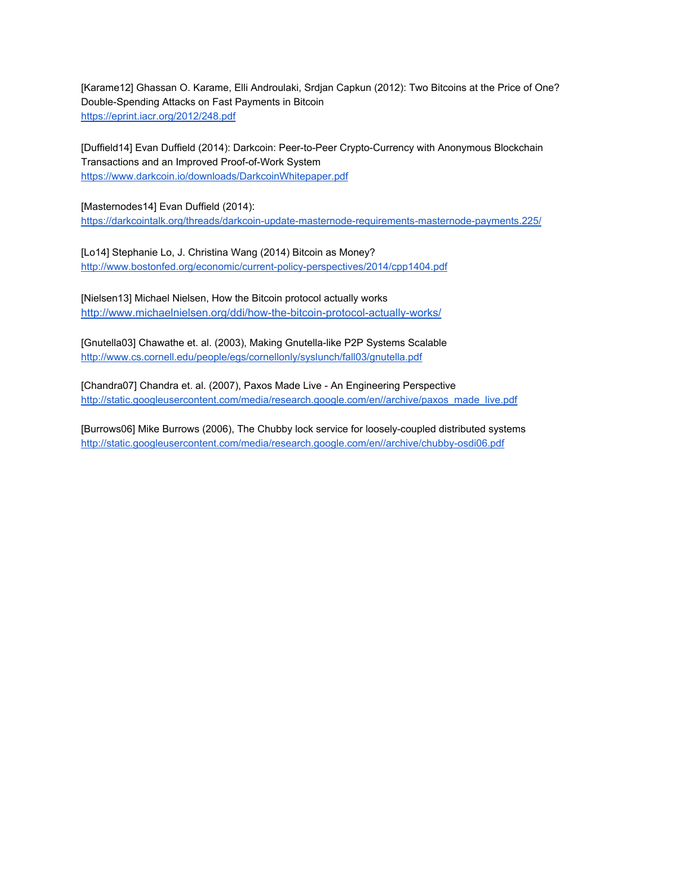[Karame12] Ghassan O. Karame, Elli Androulaki, Srdjan Capkun (2012): Two Bitcoins at the Price of One? Double-Spending Attacks on Fast Payments in Bitcoin
https://eprint.iacr.org/2012/248.pdf

[Duffield14] Evan Duffield (2014): Darkcoin: Peer-to-Peer Crypto-Currency with Anonymous Blockchain Transactions and an Improved Proof-of-Work System
https://www.darkcoin.io/downloads/DarkcoinWhitepaper.pdf

[Masternodes14] Evan Duffield (2014):
https://darkcointalk.org/threads/darkcoin-update-masternode-requirements-masternode-payments.225/

[Lo14] Stephanie Lo, J. Christina Wang (2014) Bitcoin as Money?
http://www.bostonfed.org/economic/current-policy-perspectives/2014/cpp1404.pdf

[Nielsen13] Michael Nielsen, How the Bitcoin protocol actually works
http://www.michaelnielsen.org/ddi/how-the-bitcoin-protocol-actually-works/

[Gnutella03] Chawathe et. al. (2003), Making Gnutella-like P2P Systems Scalable
http://www.cs.cornell.edu/people/egs/cornellonly/syslunch/fall03/gnutella.pdf

[Chandra07] Chandra et. al. (2007), Paxos Made Live - An Engineering Perspective
http://static.googleusercontent.com/media/research.google.com/en//archive/paxos_made_live.pdf

[Burrows06] Mike Burrows (2006), The Chubby lock service for loosely-coupled distributed systems
http://static.googleusercontent.com/media/research.google.com/en//archive/chubby-osdi06.pdf